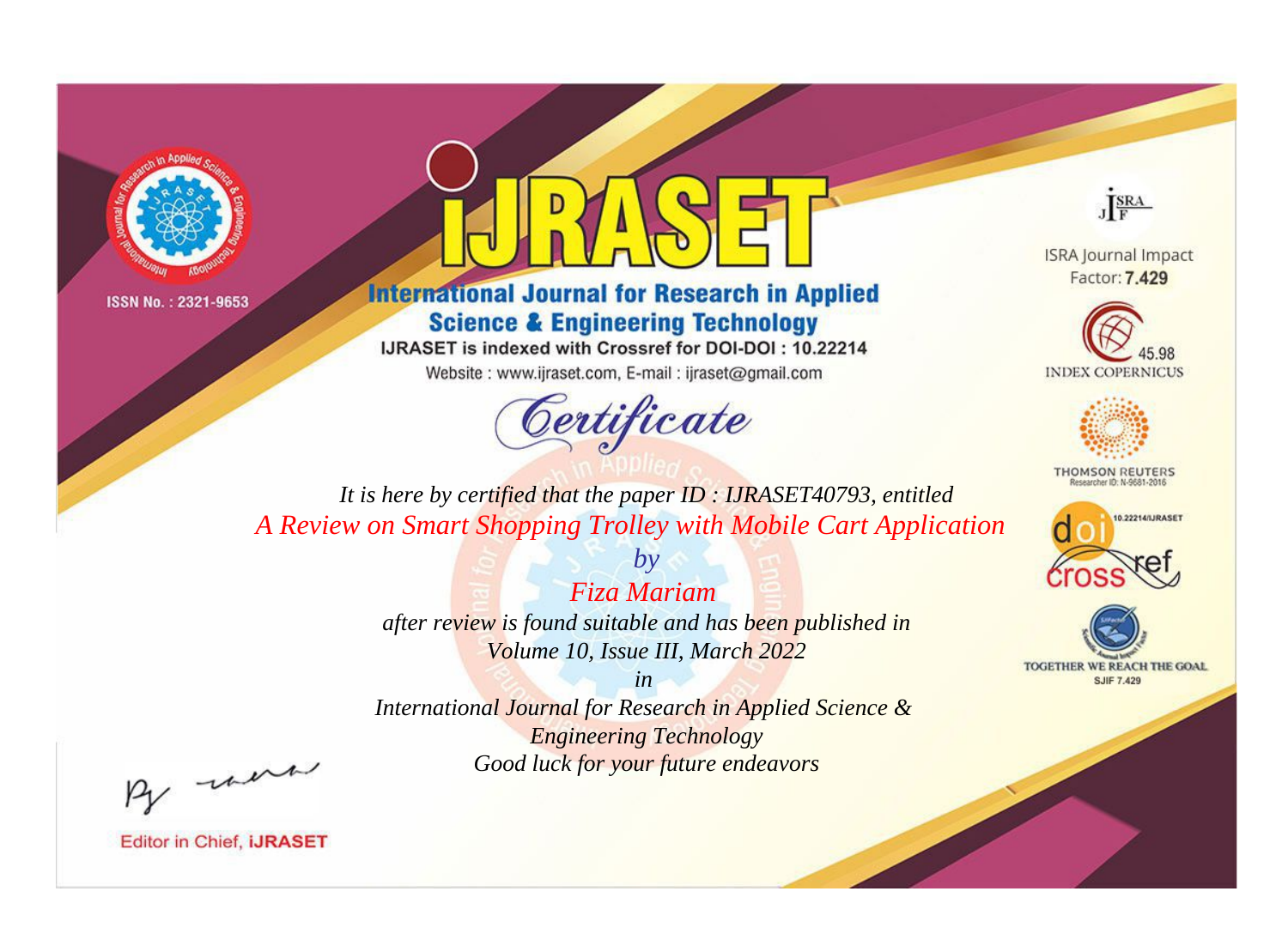ISSN No. : 2321-9653

# IJRASET

## International Journal for Research in Applied Science & Engineering Technology

IJRASET is indexed with Crossref for DOI-DOI : 10.22214

Website : www.ijraset.com, E-mail : ijraset@gmail.com

ISRA Journal Impact Factor: **7.429**

45.98 INDEX COPERNICUS

THOMSON REUTERS Researcher ID: N-9681-2016

10.22214/IJRASET

TOGETHER WE REACH THE GOAL SJIF 7.429

# *Certificate*

*It is here by certified that the paper ID : IJRASET40793, entitled*

*A Review on Smart Shopping Trolley with Mobile Cart Application*

*by*

*Fiza Mariam*

*after review is found suitable and has been published in*

*Volume 10, Issue III, March 2022*

*in*

*International Journal for Research in Applied Science & Engineering Technology*

*Good luck for your future endeavors*

Editor in Chief, **iJRASET**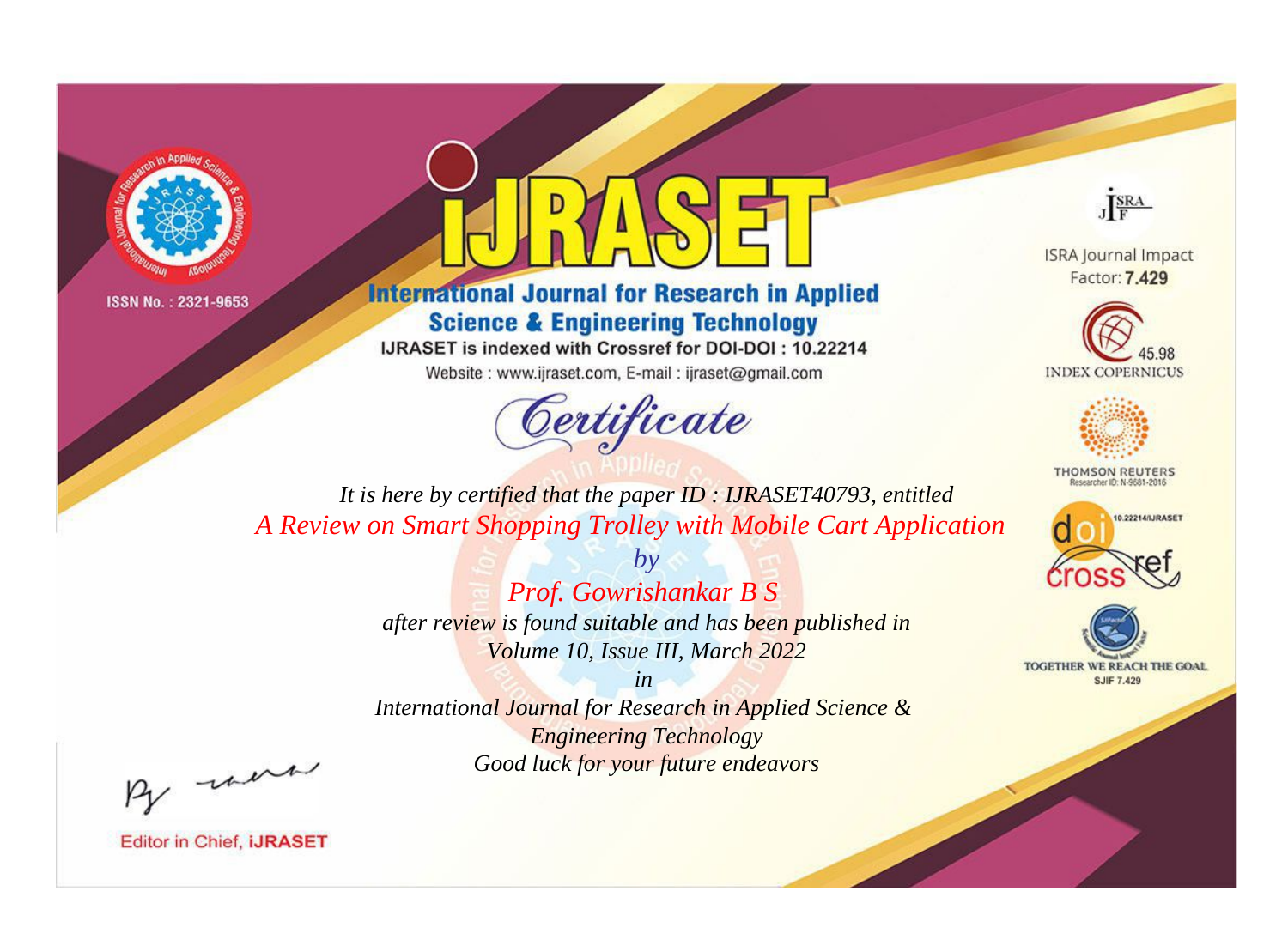ISSN No. : 2321-9653

# iJRASET

## International Journal for Research in Applied Science & Engineering Technology

IJRASET is indexed with Crossref for DOI-DOI : 10.22214

Website : www.ijraset.com, E-mail : ijraset@gmail.com

ISRA Journal Impact Factor: **7.429**

45.98 INDEX COPERNICUS

THOMSON REUTERS Researcher ID: N-9681-2016

10.22214/IJRASET

TOGETHER WE REACH THE GOAL SJIF 7.429

*Certificate*

*It is here by certified that the paper ID : IJRASET40793, entitled*

*A Review on Smart Shopping Trolley with Mobile Cart Application*

*by*

*Prof. Gowrishankar B S*

*after review is found suitable and has been published in*

*Volume 10, Issue III, March 2022*

*in*

*International Journal for Research in Applied Science & Engineering Technology*

*Good luck for your future endeavors*

Editor in Chief, **iJRASET**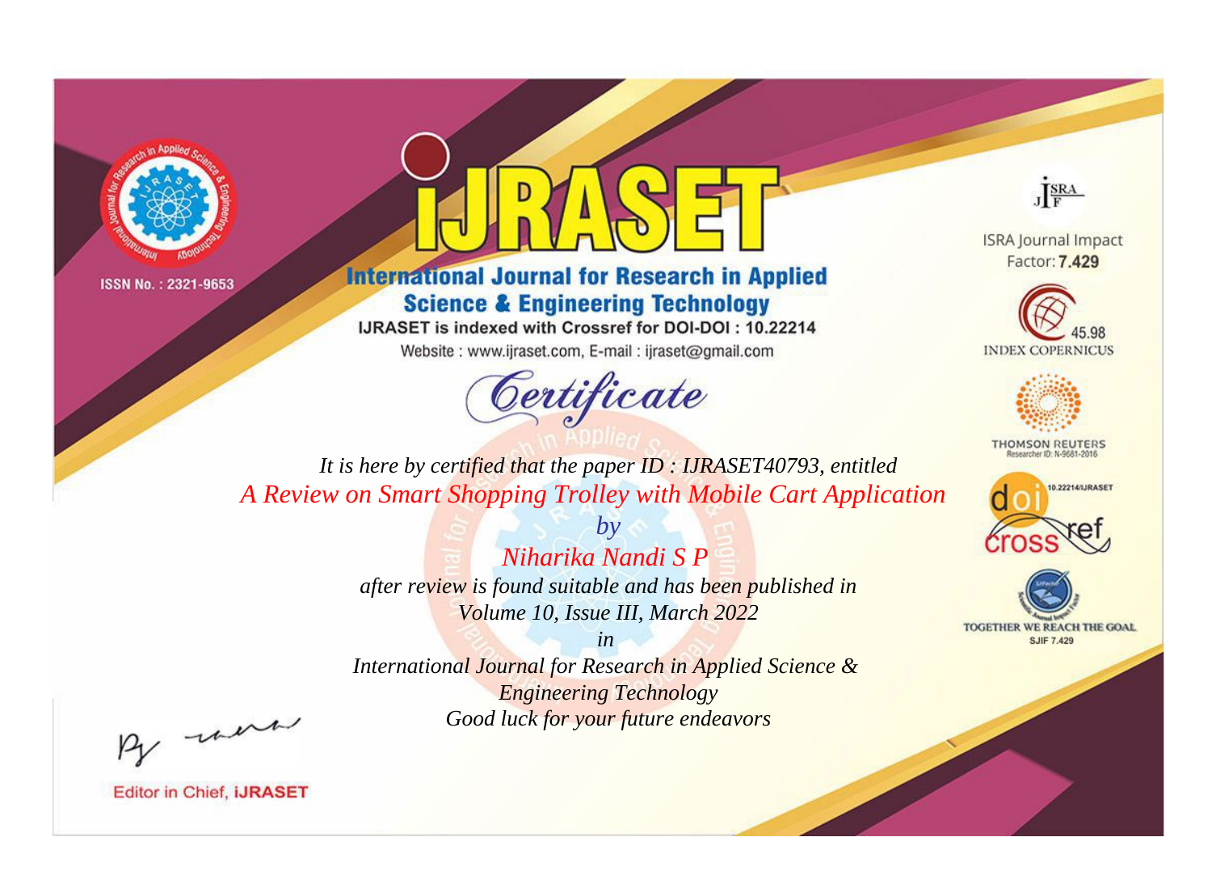ISSN No. : 2321-9653

# iJRASET

## International Journal for Research in Applied Science & Engineering Technology

IJRASET is indexed with Crossref for DOI-DOI : 10.22214

Website : www.ijraset.com, E-mail : ijraset@gmail.com

ISRA Journal Impact Factor: **7.429**

45.98 INDEX COPERNICUS

THOMSON REUTERS Researcher ID: N-9681-2016

10.22214/IJRASET

TOGETHER WE REACH THE GOAL SJIF 7.429

## *Certificate*

*It is here by certified that the paper ID : IJRASET40793, entitled*

*A Review on Smart Shopping Trolley with Mobile Cart Application*

*by*

*Niharika Nandi S P*

*after review is found suitable and has been published in*

*Volume 10, Issue III, March 2022*

*in*

*International Journal for Research in Applied Science & Engineering Technology*

*Good luck for your future endeavors*

Editor in Chief, **iJRASET**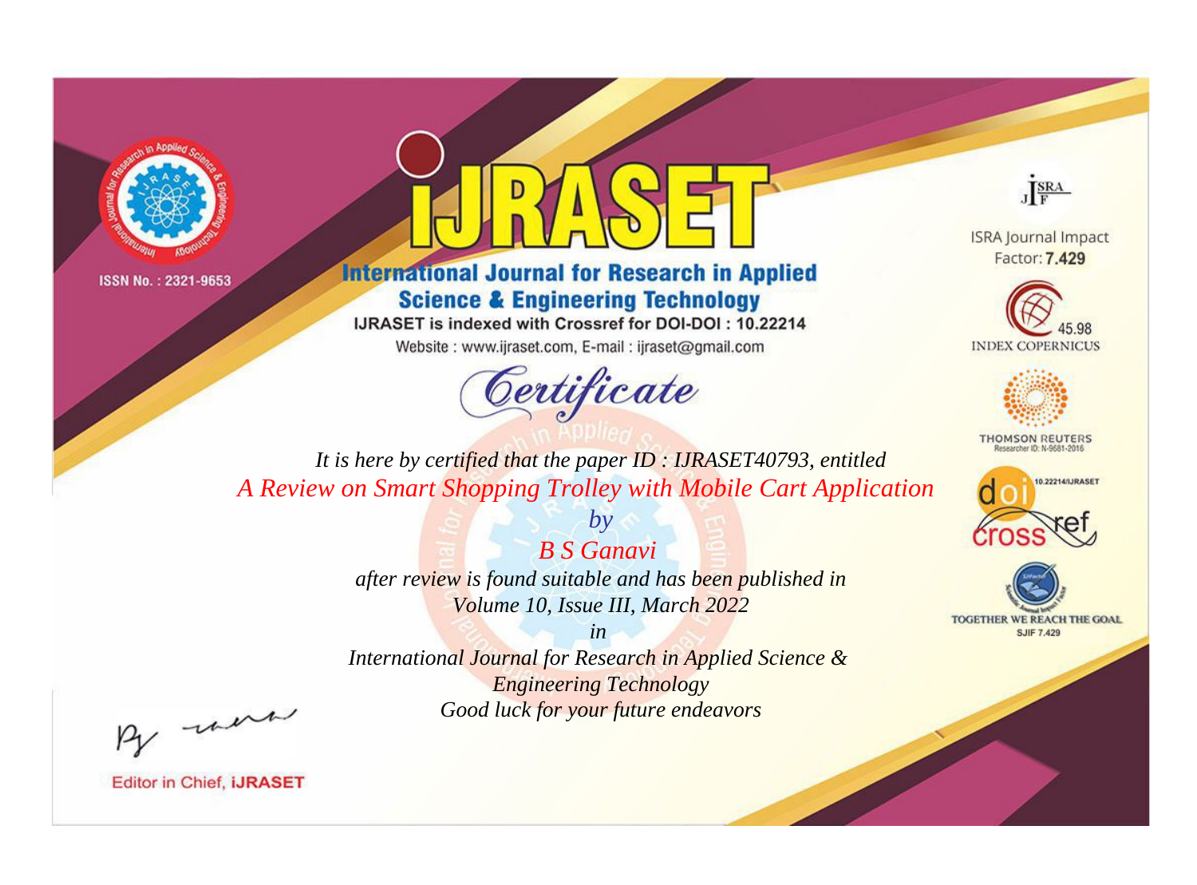ISSN No. : 2321-9653

# iJRASET

## International Journal for Research in Applied Science & Engineering Technology

IJRASET is indexed with Crossref for DOI-DOI : 10.22214

Website : www.ijraset.com, E-mail : ijraset@gmail.com

*Certificate*

*It is here by certified that the paper ID : IJRASET40793, entitled*

*A Review on Smart Shopping Trolley with Mobile Cart Application*

*by*

*B S Ganavi*

*after review is found suitable and has been published in*

*Volume 10, Issue III, March 2022*

*in*

*International Journal for Research in Applied Science & Engineering Technology*

*Good luck for your future endeavors*

ISRA Journal Impact Factor: **7.429**

45.98 INDEX COPERNICUS

THOMSON REUTERS Researcher ID: N-9681-2016

10.22214/IJRASET

TOGETHER WE REACH THE GOAL SJIF 7.429

Editor in Chief, **iJRASET**